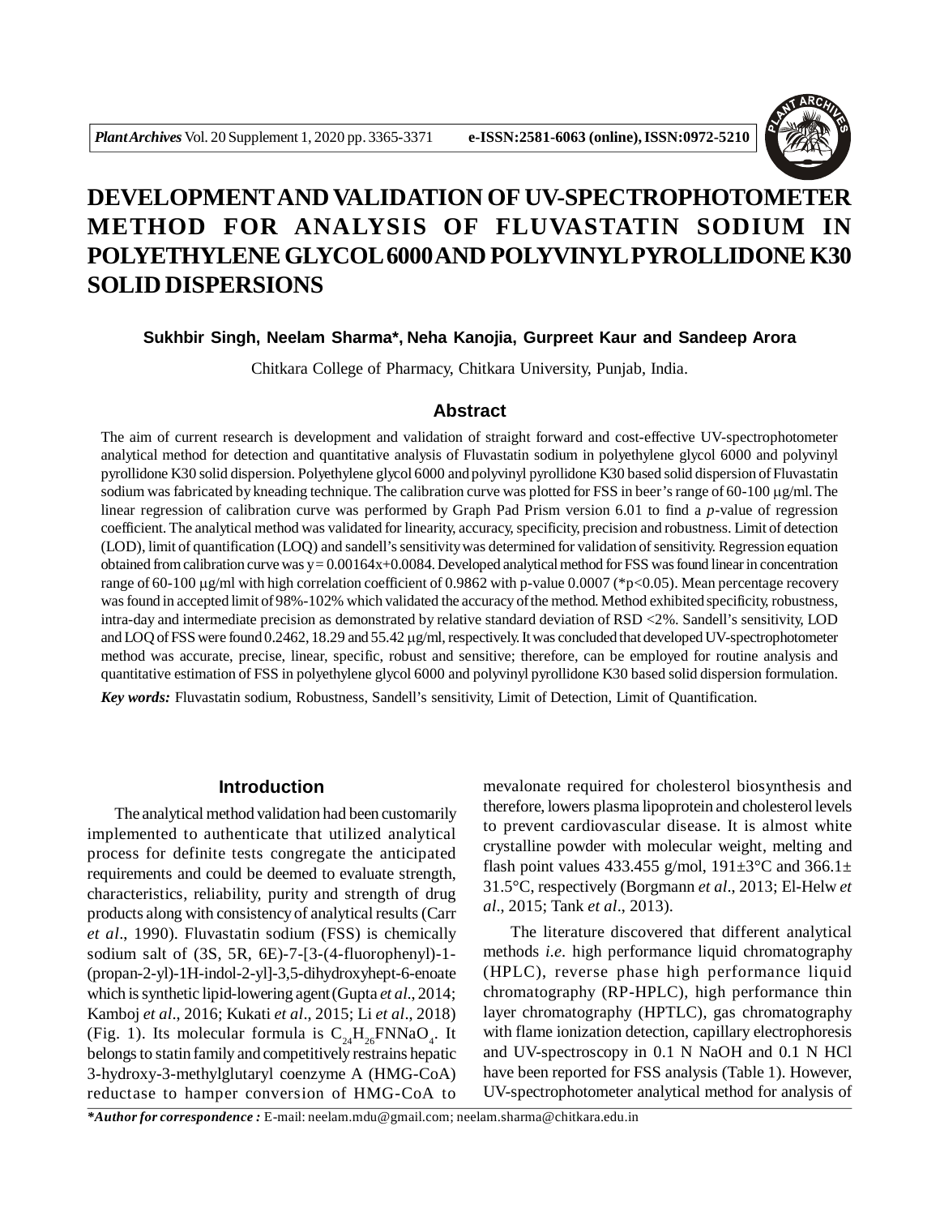# DEVELOPMENT AND VALIDATION OF UV-SPECTROPHOTOMETER METHOD FOR ANALYSIS OF FLUVASTATIN SODIUM IN POLYETHYLENE GLYCOL 6000 AND POLYVINYL PYROLLIDONE K30 SOLID DISPERSIONS

**Sukhbir Singh, Neelam Sharma*, Neha Kanojia, Gurpreet Kaur and Sandeep Arora**

Chitkara College of Pharmacy, Chitkara University, Punjab, India.

## Abstract

The aim of current research is development and validation of straight forward and cost-effective UV-spectrophotometer analytical method for detection and quantitative analysis of Fluvastatin sodium in polyethylene glycol 6000 and polyvinyl pyrollidone K30 solid dispersion. Polyethylene glycol 6000 and polyvinyl pyrollidone K30 based solid dispersion of Fluvastatin sodium was fabricated by kneading technique. The calibration curve was plotted for FSS in beer's range of 60-100 μg/ml. The linear regression of calibration curve was performed by Graph Pad Prism version 6.01 to find a *p*-value of regression coefficient. The analytical method was validated for linearity, accuracy, specificity, precision and robustness. Limit of detection (LOD), limit of quantification (LOQ) and sandell's sensitivity was determined for validation of sensitivity. Regression equation obtained from calibration curve was $y = 0.00164x+0.0084$. Developed analytical method for FSS was found linear in concentration range of 60-100 μg/ml with high correlation coefficient of 0.9862 with p-value 0.0007 (*$p<0.05$). Mean percentage recovery was found in accepted limit of 98%-102% which validated the accuracy of the method. Method exhibited specificity, robustness, intra-day and intermediate precision as demonstrated by relative standard deviation of RSD <2%. Sandell's sensitivity, LOD and LOQ of FSS were found 0.2462, 18.29 and 55.42 μg/ml, respectively. It was concluded that developed UV-spectrophotometer method was accurate, precise, linear, specific, robust and sensitive; therefore, can be employed for routine analysis and quantitative estimation of FSS in polyethylene glycol 6000 and polyvinyl pyrollidone K30 based solid dispersion formulation.

***Key words:*** Fluvastatin sodium, Robustness, Sandell's sensitivity, Limit of Detection, Limit of Quantification.

## Introduction

The analytical method validation had been customarily implemented to authenticate that utilized analytical process for definite tests congregate the anticipated requirements and could be deemed to evaluate strength, characteristics, reliability, purity and strength of drug products along with consistency of analytical results (Carr *et al*., 1990). Fluvastatin sodium (FSS) is chemically sodium salt of (3S, 5R, 6E)-7-[3-(4-fluorophenyl)-1-(propan-2-yl)-1H-indol-2-yl]-3,5-dihydroxyhept-6-enoate which is synthetic lipid-lowering agent (Gupta *et al*., 2014; Kamboj *et al*., 2016; Kukati *et al*., 2015; Li *et al*., 2018) (Fig. 1). Its molecular formula is $C_{24}H_{26}FNNaO_4$. It belongs to statin family and competitively restrains hepatic 3-hydroxy-3-methylglutaryl coenzyme A (HMG-CoA) reductase to hamper conversion of HMG-CoA to mevalonate required for cholesterol biosynthesis and therefore, lowers plasma lipoprotein and cholesterol levels to prevent cardiovascular disease. It is almost white crystalline powder with molecular weight, melting and flash point values 433.455 g/mol, 191±3°C and 366.1± 31.5°C, respectively (Borgmann *et al*., 2013; El-Helw *et al*., 2015; Tank *et al*., 2013).

The literature discovered that different analytical methods *i.e*. high performance liquid chromatography (HPLC), reverse phase high performance liquid chromatography (RP-HPLC), high performance thin layer chromatography (HPTLC), gas chromatography with flame ionization detection, capillary electrophoresis and UV-spectroscopy in 0.1 N NaOH and 0.1 N HCl have been reported for FSS analysis (Table 1). However, UV-spectrophotometer analytical method for analysis of

****Author for correspondence :*** E-mail: neelam.mdu@gmail.com; neelam.sharma@chitkara.edu.in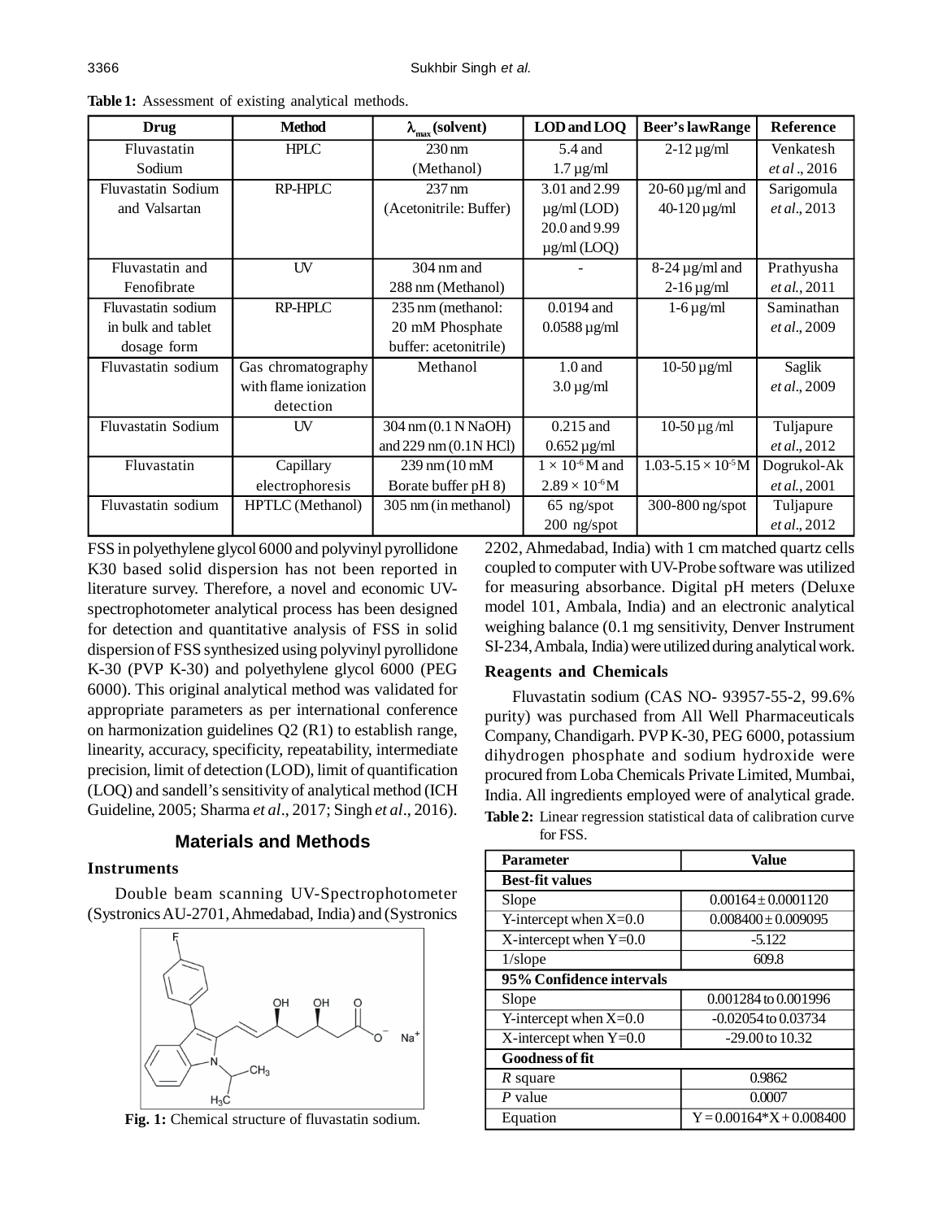**Table 1:** Assessment of existing analytical methods.

| Drug | Method | $\lambda_{max}$ (solvent) | LOD and LOQ | Beer's law Range | Reference |
|---|---|---|---|---|---|
| Fluvastatin Sodium | HPLC | 230 nm (Methanol) | 5.4 and 1.7 µg/ml | 2-12 µg/ml | Venkatesh *et al*., 2016 |
| Fluvastatin Sodium and Valsartan | RP-HPLC | 237 nm (Acetonitrile: Buffer) | 3.01 and 2.99 µg/ml (LOD) 20.0 and 9.99 µg/ml (LOQ) | 20-60 µg/ml and 40-120 µg/ml | Sarigomula *et al*., 2013 |
| Fluvastatin and Fenofibrate | UV | 304 nm and 288 nm (Methanol) | - | 8-24 µg/ml and 2-16 µg/ml | Prathyusha *et al*., 2011 |
| Fluvastatin sodium in bulk and tablet dosage form | RP-HPLC | 235 nm (methanol: 20 mM Phosphate buffer: acetonitrile) | 0.0194 and 0.0588 µg/ml | 1-6 µg/ml | Saminathan *et al*., 2009 |
| Fluvastatin sodium | Gas chromatography with flame ionization detection | Methanol | 1.0 and 3.0 µg/ml | 10-50 µg/ml | Saglik *et al*., 2009 |
| Fluvastatin Sodium | UV | 304 nm (0.1 N NaOH) and 229 nm (0.1N HCl) | 0.215 and 0.652 µg/ml | 10-50 µg /ml | Tuljapure *et al*., 2012 |
| Fluvastatin | Capillary electrophoresis | 239 nm (10 mM Borate buffer pH 8) | $1 \times 10^{-6}$ M and $2.89 \times 10^{-6}$ M | 1.03-5.15 $\times 10^{-5}$ M | Dogrukol-Ak *et al*., 2001 |
| Fluvastatin sodium | HPTLC (Methanol) | 305 nm (in methanol) | 65 ng/spot 200 ng/spot | 300-800 ng/spot | Tuljapure *et al*., 2012 |

FSS in polyethylene glycol 6000 and polyvinyl pyrollidone K30 based solid dispersion has not been reported in literature survey. Therefore, a novel and economic UV-spectrophotometer analytical process has been designed for detection and quantitative analysis of FSS in solid dispersion of FSS synthesized using polyvinyl pyrollidone K-30 (PVP K-30) and polyethylene glycol 6000 (PEG 6000). This original analytical method was validated for appropriate parameters as per international conference on harmonization guidelines Q2 (R1) to establish range, linearity, accuracy, specificity, repeatability, intermediate precision, limit of detection (LOD), limit of quantification (LOQ) and sandell's sensitivity of analytical method (ICH Guideline, 2005; Sharma *et al*., 2017; Singh *et al*., 2016).

## Materials and Methods

### Instruments

Double beam scanning UV-Spectrophotometer (Systronics AU-2701, Ahmedabad, India) and (Systronics 2202, Ahmedabad, India) with 1 cm matched quartz cells coupled to computer with UV-Probe software was utilized for measuring absorbance. Digital pH meters (Deluxe model 101, Ambala, India) and an electronic analytical weighing balance (0.1 mg sensitivity, Denver Instrument SI-234, Ambala, India) were utilized during analytical work.

**Fig. 1:** Chemical structure of fluvastatin sodium.

### Reagents and Chemicals

Fluvastatin sodium (CAS NO- 93957-55-2, 99.6% purity) was purchased from All Well Pharmaceuticals Company, Chandigarh. PVP K-30, PEG 6000, potassium dihydrogen phosphate and sodium hydroxide were procured from Loba Chemicals Private Limited, Mumbai, India. All ingredients employed were of analytical grade.

**Table 2:** Linear regression statistical data of calibration curve for FSS.

| Parameter | Value |
|---|---|
| **Best-fit values** | |
| Slope | 0.00164 ± 0.0001120 |
| Y-intercept when X=0.0 | 0.008400 ± 0.009095 |
| X-intercept when Y=0.0 | -5.122 |
| 1/slope | 609.8 |
| **95% Confidence intervals** | |
| Slope | 0.001284 to 0.001996 |
| Y-intercept when X=0.0 | -0.02054 to 0.03734 |
| X-intercept when Y=0.0 | -29.00 to 10.32 |
| **Goodness of fit** | |
| *R* square | 0.9862 |
| *P* value | 0.0007 |
| Equation | Y = 0.00164*X + 0.008400 |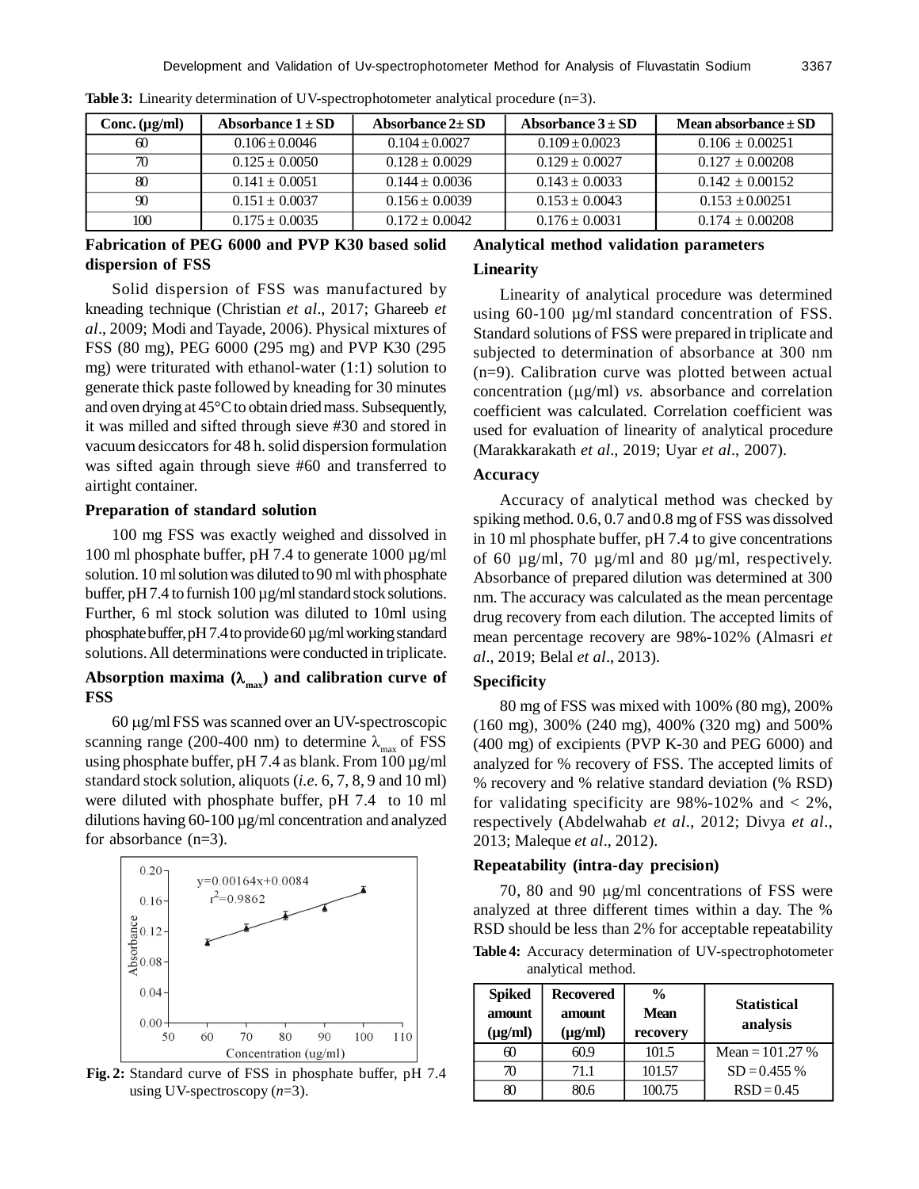**Table 3:** Linearity determination of UV-spectrophotometer analytical procedure (n=3).

| Conc. (µg/ml) | Absorbance 1 ± SD | Absorbance 2± SD | Absorbance 3 ± SD | Mean absorbance ± SD |
|---|---|---|---|---|
| 60 | 0.106 ± 0.0046 | 0.104 ± 0.0027 | 0.109 ± 0.0023 | 0.106 ± 0.00251 |
| 70 | 0.125 ± 0.0050 | 0.128 ± 0.0029 | 0.129 ± 0.0027 | 0.127 ± 0.00208 |
| 80 | 0.141 ± 0.0051 | 0.144 ± 0.0036 | 0.143 ± 0.0033 | 0.142 ± 0.00152 |
| 90 | 0.151 ± 0.0037 | 0.156 ± 0.0039 | 0.153 ± 0.0043 | 0.153 ± 0.00251 |
| 100 | 0.175 ± 0.0035 | 0.172 ± 0.0042 | 0.176 ± 0.0031 | 0.174 ± 0.00208 |

### Fabrication of PEG 6000 and PVP K30 based solid dispersion of FSS

Solid dispersion of FSS was manufactured by kneading technique (Christian *et al*., 2017; Ghareeb *et al*., 2009; Modi and Tayade, 2006). Physical mixtures of FSS (80 mg), PEG 6000 (295 mg) and PVP K30 (295 mg) were triturated with ethanol-water (1:1) solution to generate thick paste followed by kneading for 30 minutes and oven drying at 45°C to obtain dried mass. Subsequently, it was milled and sifted through sieve #30 and stored in vacuum desiccators for 48 h. solid dispersion formulation was sifted again through sieve #60 and transferred to airtight container.

### Preparation of standard solution

100 mg FSS was exactly weighed and dissolved in 100 ml phosphate buffer, pH 7.4 to generate 1000 µg/ml solution. 10 ml solution was diluted to 90 ml with phosphate buffer, pH 7.4 to furnish 100 µg/ml standard stock solutions. Further, 6 ml stock solution was diluted to 10ml using phosphate buffer, pH 7.4 to provide 60 µg/ml working standard solutions. All determinations were conducted in triplicate.

### Absorption maxima ($\lambda_{max}$) and calibration curve of FSS

60 µg/ml FSS was scanned over an UV-spectroscopic scanning range (200-400 nm) to determine $\lambda_{max}$ of FSS using phosphate buffer, pH 7.4 as blank. From 100 µg/ml standard stock solution, aliquots (*i.e.* 6, 7, 8, 9 and 10 ml) were diluted with phosphate buffer, pH 7.4 to 10 ml dilutions having 60-100 µg/ml concentration and analyzed for absorbance (n=3).

**Fig. 2:** Standard curve of FSS in phosphate buffer, pH 7.4 using UV-spectroscopy (*n*=3).

### Analytical method validation parameters

### Linearity

Linearity of analytical procedure was determined using 60-100 µg/ml standard concentration of FSS. Standard solutions of FSS were prepared in triplicate and subjected to determination of absorbance at 300 nm (n=9). Calibration curve was plotted between actual concentration (µg/ml) *vs.* absorbance and correlation coefficient was calculated. Correlation coefficient was used for evaluation of linearity of analytical procedure (Marakkarakath *et al*., 2019; Uyar *et al*., 2007).

### Accuracy

Accuracy of analytical method was checked by spiking method. 0.6, 0.7 and 0.8 mg of FSS was dissolved in 10 ml phosphate buffer, pH 7.4 to give concentrations of 60 µg/ml, 70 µg/ml and 80 µg/ml, respectively. Absorbance of prepared dilution was determined at 300 nm. The accuracy was calculated as the mean percentage drug recovery from each dilution. The accepted limits of mean percentage recovery are 98%-102% (Almasri *et al*., 2019; Belal *et al*., 2013).

### Specificity

80 mg of FSS was mixed with 100% (80 mg), 200% (160 mg), 300% (240 mg), 400% (320 mg) and 500% (400 mg) of excipients (PVP K-30 and PEG 6000) and analyzed for % recovery of FSS. The accepted limits of % recovery and % relative standard deviation (% RSD) for validating specificity are 98%-102% and < 2%, respectively (Abdelwahab *et al*., 2012; Divya *et al*., 2013; Maleque *et al*., 2012).

### Repeatability (intra-day precision)

70, 80 and 90 µg/ml concentrations of FSS were analyzed at three different times within a day. The % RSD should be less than 2% for acceptable repeatability

**Table 4:** Accuracy determination of UV-spectrophotometer analytical method.

| Spiked amount (µg/ml) | Recovered amount (µg/ml) | % Mean recovery | Statistical analysis |
|---|---|---|---|
| 60 | 60.9 | 101.5 | Mean = 101.27 % |
| 70 | 71.1 | 101.57 | SD = 0.455 % |
| 80 | 80.6 | 100.75 | RSD = 0.45 |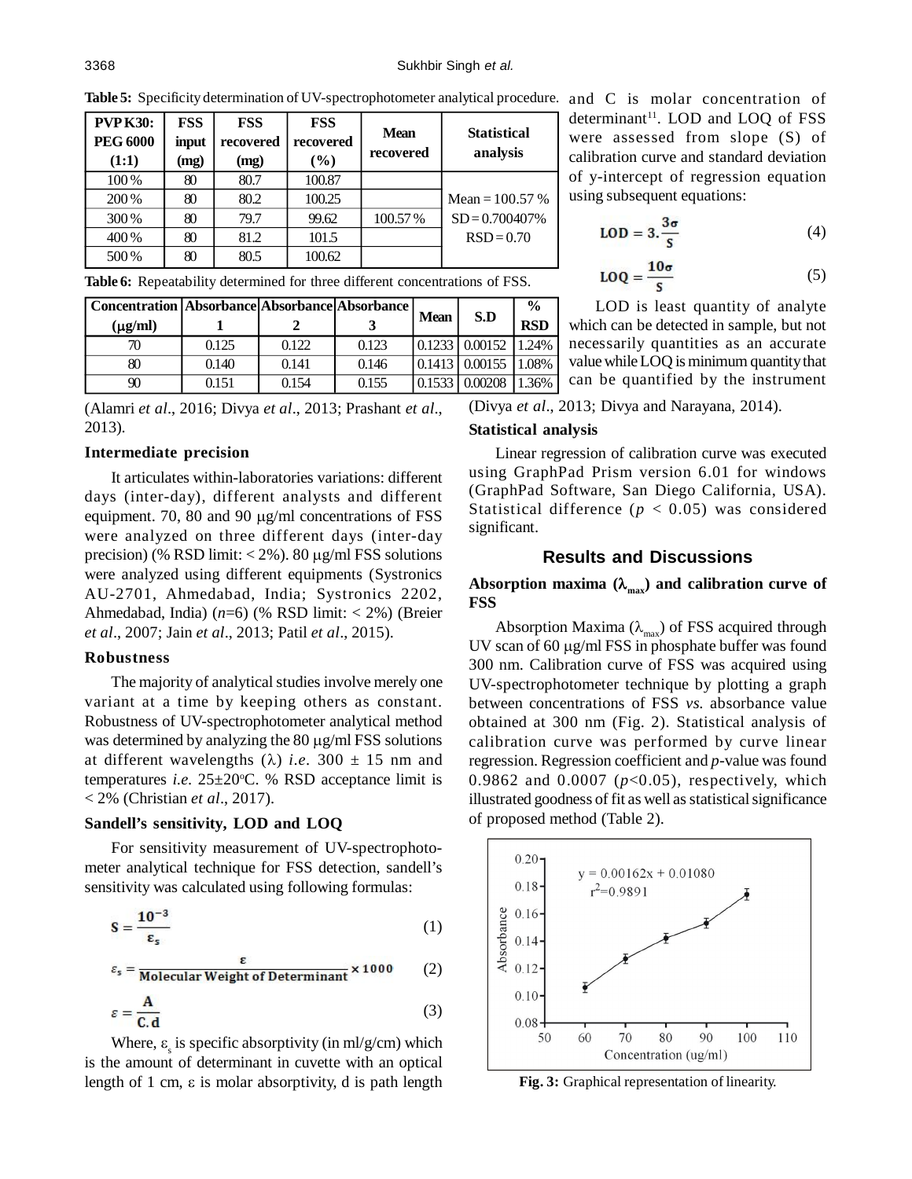**Table 5:** Specificity determination of UV-spectrophotometer analytical procedure.

| PVP K30: PEG 6000 (1:1) | FSS input (mg) | FSS recovered (mg) | FSS recovered (%) | Mean recovered | Statistical analysis |
|---|---|---|---|---|---|
| 100 % | 80 | 80.7 | 100.87 | | |
| 200 % | 80 | 80.2 | 100.25 | | Mean = 100.57 % |
| 300 % | 80 | 79.7 | 99.62 | 100.57 % | SD = 0.700407% |
| 400 % | 80 | 81.2 | 101.5 | | RSD = 0.70 |
| 500 % | 80 | 80.5 | 100.62 | | |

**Table 6:** Repeatability determined for three different concentrations of FSS.

| Concentration (μg/ml) | Absorbance 1 | Absorbance 2 | Absorbance 3 | Mean | S.D | % RSD |
|---|---|---|---|---|---|---|
| 70 | 0.125 | 0.122 | 0.123 | 0.1233 | 0.00152 | 1.24% |
| 80 | 0.140 | 0.141 | 0.146 | 0.1413 | 0.00155 | 1.08% |
| 90 | 0.151 | 0.154 | 0.155 | 0.1533 | 0.00208 | 1.36% |

(Alamri *et al*., 2016; Divya *et al*., 2013; Prashant *et al*., 2013).

### Intermediate precision

It articulates within-laboratories variations: different days (inter-day), different analysts and different equipment. 70, 80 and 90 μg/ml concentrations of FSS were analyzed on three different days (inter-day precision) (% RSD limit: < 2%). 80 μg/ml FSS solutions were analyzed using different equipments (Systronics AU-2701, Ahmedabad, India; Systronics 2202, Ahmedabad, India) ($n$=6) (% RSD limit: < 2%) (Breier *et al*., 2007; Jain *et al*., 2013; Patil *et al*., 2015).

### Robustness

The majority of analytical studies involve merely one variant at a time by keeping others as constant. Robustness of UV-spectrophotometer analytical method was determined by analyzing the 80 μg/ml FSS solutions at different wavelengths ($\lambda$) *i.e*. 300 ± 15 nm and temperatures *i.e*. 25±20°C. % RSD acceptance limit is < 2% (Christian *et al*., 2017).

### Sandell's sensitivity, LOD and LOQ

For sensitivity measurement of UV-spectrophotometer analytical technique for FSS detection, sandell's sensitivity was calculated using following formulas:

$$S = \frac{10^{-3}}{\varepsilon_s} \quad (1)$$

$$\varepsilon_s = \frac{\varepsilon}{\text{Molecular Weight of Determinant}} \times 1000 \quad (2)$$

$$\varepsilon = \frac{A}{C.d} \quad (3)$$

Where, $\varepsilon_s$ is specific absorptivity (in ml/g/cm) which is the amount of determinant in cuvette with an optical length of 1 cm, $\varepsilon$ is molar absorptivity, d is path length and C is molar concentration of determinant[11]. LOD and LOQ of FSS were assessed from slope (S) of calibration curve and standard deviation of y-intercept of regression equation using subsequent equations:

$$LOD = 3.\frac{3\sigma}{S} \quad (4)$$

$$LOQ = \frac{10\sigma}{S} \quad (5)$$

LOD is least quantity of analyte which can be detected in sample, but not necessarily quantities as an accurate value while LOQ is minimum quantity that can be quantified by the instrument (Divya *et al*., 2013; Divya and Narayana, 2014).

### Statistical analysis

Linear regression of calibration curve was executed using GraphPad Prism version 6.01 for windows (GraphPad Software, San Diego California, USA). Statistical difference ($p$ < 0.05) was considered significant.

## Results and Discussions

### Absorption maxima ($\lambda_{max}$) and calibration curve of FSS

Absorption Maxima ($\lambda_{max}$) of FSS acquired through UV scan of 60 μg/ml FSS in phosphate buffer was found 300 nm. Calibration curve of FSS was acquired using UV-spectrophotometer technique by plotting a graph between concentrations of FSS *vs.* absorbance value obtained at 300 nm (Fig. 2). Statistical analysis of calibration curve was performed by curve linear regression. Regression coefficient and $p$-value was found 0.9862 and 0.0007 ($p$<0.05), respectively, which illustrated goodness of fit as well as statistical significance of proposed method (Table 2).

**Fig. 3:** Graphical representation of linearity.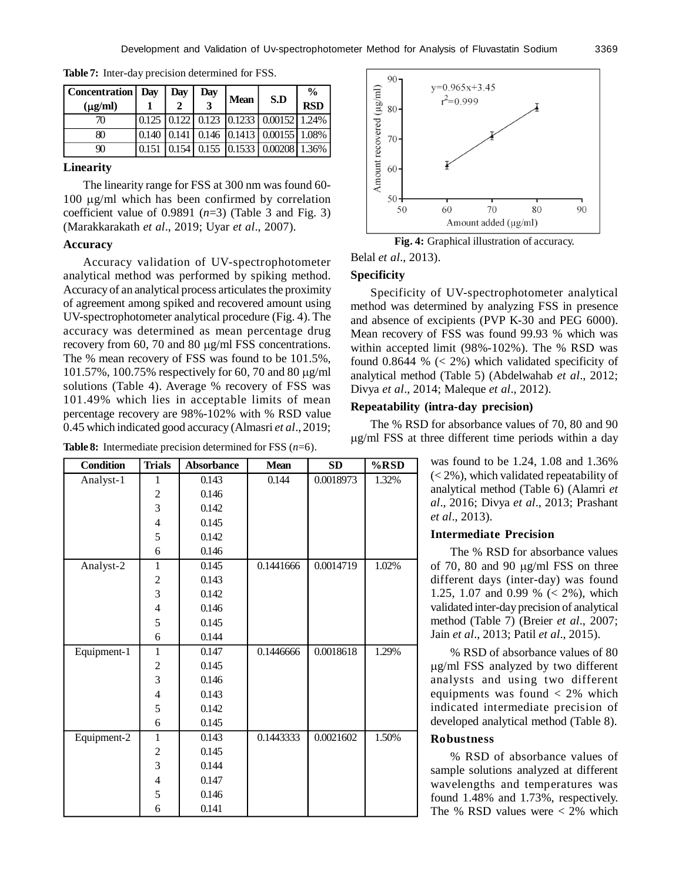**Table 7:** Inter-day precision determined for FSS.

| Concentration (μg/ml) | Day 1 | Day 2 | Day 3 | Mean | S.D | % RSD |
|---|---|---|---|---|---|---|
| 70 | 0.125 | 0.122 | 0.123 | 0.1233 | 0.00152 | 1.24% |
| 80 | 0.140 | 0.141 | 0.146 | 0.1413 | 0.00155 | 1.08% |
| 90 | 0.151 | 0.154 | 0.155 | 0.1533 | 0.00208 | 1.36% |

### Linearity

The linearity range for FSS at 300 nm was found 60-100 μg/ml which has been confirmed by correlation coefficient value of 0.9891 (*n*=3) (Table 3 and Fig. 3) (Marakkarakath *et al*., 2019; Uyar *et al*., 2007).

### Accuracy

Accuracy validation of UV-spectrophotometer analytical method was performed by spiking method. Accuracy of an analytical process articulates the proximity of agreement among spiked and recovered amount using UV-spectrophotometer analytical procedure (Fig. 4). The accuracy was determined as mean percentage drug recovery from 60, 70 and 80 μg/ml FSS concentrations. The % mean recovery of FSS was found to be 101.5%, 101.57%, 100.75% respectively for 60, 70 and 80 μg/ml solutions (Table 4). Average % recovery of FSS was 101.49% which lies in acceptable limits of mean percentage recovery are 98%-102% with % RSD value 0.45 which indicated good accuracy (Almasri *et al*., 2019; Belal *et al*., 2013).

**Fig. 4:** Graphical illustration of accuracy.

### Specificity

Specificity of UV-spectrophotometer analytical method was determined by analyzing FSS in presence and absence of excipients (PVP K-30 and PEG 6000). Mean recovery of FSS was found 99.93 % which was within accepted limit (98%-102%). The % RSD was found 0.8644 % (< 2%) which validated specificity of analytical method (Table 5) (Abdelwahab *et al*., 2012; Divya *et al*., 2014; Maleque *et al*., 2012).

### Repeatability (intra-day precision)

The % RSD for absorbance values of 70, 80 and 90 μg/ml FSS at three different time periods within a day was found to be 1.24, 1.08 and 1.36% (< 2%), which validated repeatability of analytical method (Table 6) (Alamri *et al*., 2016; Divya *et al*., 2013; Prashant *et al*., 2013).

### Intermediate Precision

The % RSD for absorbance values of 70, 80 and 90 μg/ml FSS on three different days (inter-day) was found 1.25, 1.07 and 0.99 % (< 2%), which validated inter-day precision of analytical method (Table 7) (Breier *et al*., 2007; Jain *et al*., 2013; Patil *et al*., 2015).

% RSD of absorbance values of 80 μg/ml FSS analyzed by two different analysts and using two different equipments was found < 2% which indicated intermediate precision of developed analytical method (Table 8).

**Table 8:** Intermediate precision determined for FSS (*n*=6).

| Condition | Trials | Absorbance | Mean | SD | %RSD |
|---|---|---|---|---|---|
| Analyst-1 | 1 | 0.143 | 0.144 | 0.0018973 | 1.32% |
| | 2 | 0.146 | | | |
| | 3 | 0.142 | | | |
| | 4 | 0.145 | | | |
| | 5 | 0.142 | | | |
| | 6 | 0.146 | | | |
| Analyst-2 | 1 | 0.145 | 0.1441666 | 0.0014719 | 1.02% |
| | 2 | 0.143 | | | |
| | 3 | 0.142 | | | |
| | 4 | 0.146 | | | |
| | 5 | 0.145 | | | |
| | 6 | 0.144 | | | |
| Equipment-1 | 1 | 0.147 | 0.1446666 | 0.0018618 | 1.29% |
| | 2 | 0.145 | | | |
| | 3 | 0.146 | | | |
| | 4 | 0.143 | | | |
| | 5 | 0.142 | | | |
| | 6 | 0.145 | | | |
| Equipment-2 | 1 | 0.143 | 0.1443333 | 0.0021602 | 1.50% |
| | 2 | 0.145 | | | |
| | 3 | 0.144 | | | |
| | 4 | 0.147 | | | |
| | 5 | 0.146 | | | |
| | 6 | 0.141 | | | |

### Robustness

% RSD of absorbance values of sample solutions analyzed at different wavelengths and temperatures was found 1.48% and 1.73%, respectively. The % RSD values were < 2% which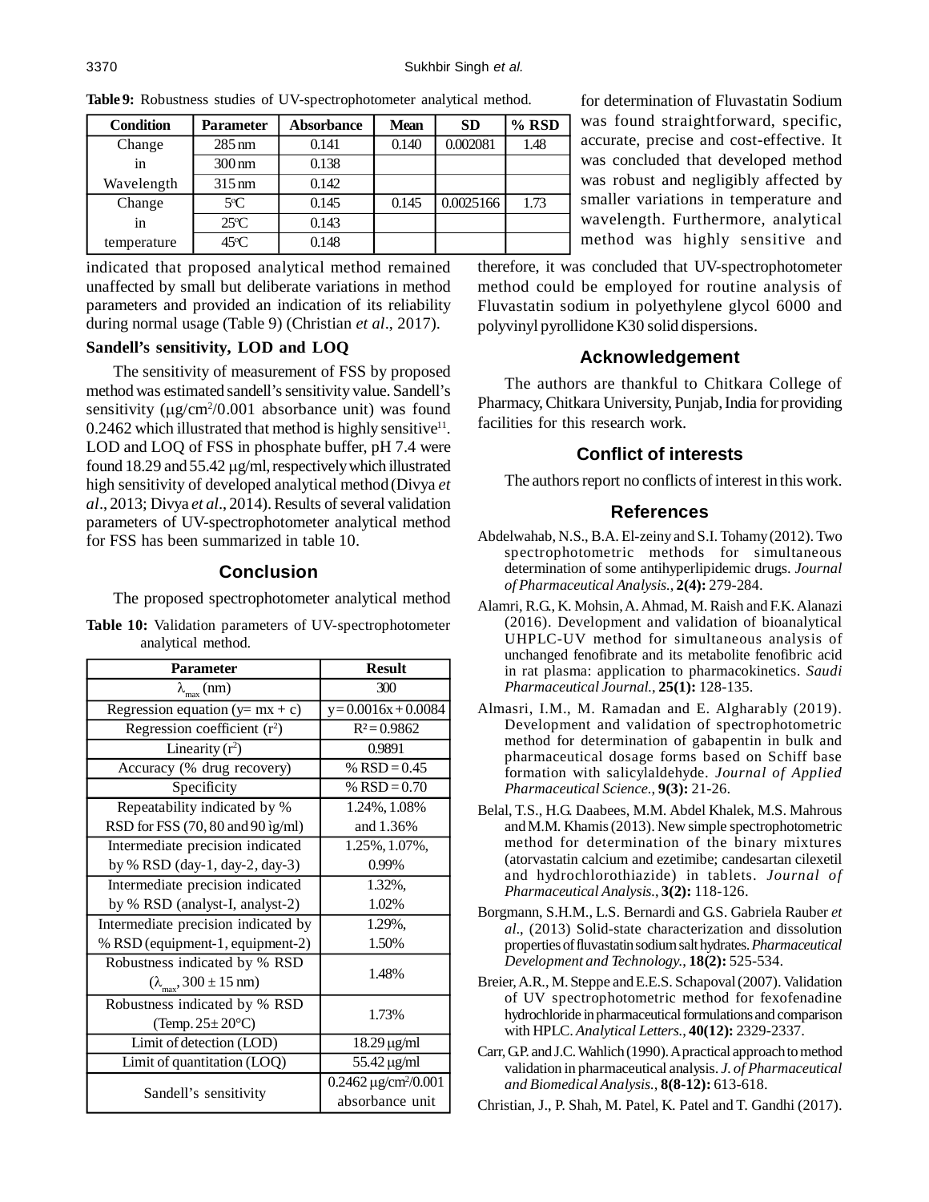**Table 9:** Robustness studies of UV-spectrophotometer analytical method.

| Condition | Parameter | Absorbance | Mean | SD | % RSD |
|---|---|---|---|---|---|
| Change in Wavelength | 285 nm | 0.141 | 0.140 | 0.002081 | 1.48 |
| | 300 nm | 0.138 | | | |
| | 315 nm | 0.142 | | | |
| Change in temperature | 5°C | 0.145 | 0.145 | 0.0025166 | 1.73 |
| | 25°C | 0.143 | | | |
| | 45°C | 0.148 | | | |

indicated that proposed analytical method remained unaffected by small but deliberate variations in method parameters and provided an indication of its reliability during normal usage (Table 9) (Christian *et al*., 2017).

### Sandell's sensitivity, LOD and LOQ

The sensitivity of measurement of FSS by proposed method was estimated sandell's sensitivity value. Sandell's sensitivity (μg/cm$^2$/0.001 absorbance unit) was found 0.2462 which illustrated that method is highly sensitive[11]. LOD and LOQ of FSS in phosphate buffer, pH 7.4 were found 18.29 and 55.42 μg/ml, respectively which illustrated high sensitivity of developed analytical method (Divya *et al*., 2013; Divya *et al*., 2014). Results of several validation parameters of UV-spectrophotometer analytical method for FSS has been summarized in table 10.

## Conclusion

The proposed spectrophotometer analytical method for determination of Fluvastatin Sodium was found straightforward, specific, accurate, precise and cost-effective. It was concluded that developed method was robust and negligibly affected by smaller variations in temperature and wavelength. Furthermore, analytical method was highly sensitive and therefore, it was concluded that UV-spectrophotometer method could be employed for routine analysis of Fluvastatin sodium in polyethylene glycol 6000 and polyvinyl pyrollidone K30 solid dispersions.

**Table 10:** Validation parameters of UV-spectrophotometer analytical method.

| Parameter | Result |
|---|---|
| $\lambda_{max}$ (nm) | 300 |
| Regression equation (y= mx + c) | y = 0.0016x + 0.0084 |
| Regression coefficient ($r^2$) | $R^2$ = 0.9862 |
| Linearity ($r^2$) | 0.9891 |
| Accuracy (% drug recovery) | % RSD = 0.45 |
| Specificity | % RSD = 0.70 |
| Repeatability indicated by % RSD for FSS (70, 80 and 90 ìg/ml) | 1.24%, 1.08% and 1.36% |
| Intermediate precision indicated by % RSD (day-1, day-2, day-3) | 1.25%, 1.07%, 0.99% |
| Intermediate precision indicated by % RSD (analyst-I, analyst-2) | 1.32%, 1.02% |
| Intermediate precision indicated by % RSD (equipment-1, equipment-2) | 1.29%, 1.50% |
| Robustness indicated by % RSD ($\lambda_{max}$, 300 ± 15 nm) | 1.48% |
| Robustness indicated by % RSD (Temp. 25± 20°C) | 1.73% |
| Limit of detection (LOD) | 18.29 μg/ml |
| Limit of quantitation (LOQ) | 55.42 μg/ml |
| Sandell's sensitivity | 0.2462 μg/cm$^2$/0.001 absorbance unit |

## Acknowledgement

The authors are thankful to Chitkara College of Pharmacy, Chitkara University, Punjab, India for providing facilities for this research work.

## Conflict of interests

The authors report no conflicts of interest in this work.

## References

Abdelwahab, N.S., B.A. El-zeiny and S.I. Tohamy (2012). Two spectrophotometric methods for simultaneous determination of some antihyperlipidemic drugs. *Journal of Pharmaceutical Analysis.*, **2(4):** 279-284.

Alamri, R.G., K. Mohsin, A. Ahmad, M. Raish and F.K. Alanazi (2016). Development and validation of bioanalytical UHPLC-UV method for simultaneous analysis of unchanged fenofibrate and its metabolite fenofibric acid in rat plasma: application to pharmacokinetics. *Saudi Pharmaceutical Journal.*, **25(1):** 128-135.

Almasri, I.M., M. Ramadan and E. Algharably (2019). Development and validation of spectrophotometric method for determination of gabapentin in bulk and pharmaceutical dosage forms based on Schiff base formation with salicylaldehyde. *Journal of Applied Pharmaceutical Science.*, **9(3):** 21-26.

Belal, T.S., H.G. Daabees, M.M. Abdel Khalek, M.S. Mahrous and M.M. Khamis (2013). New simple spectrophotometric method for determination of the binary mixtures (atorvastatin calcium and ezetimibe; candesartan cilexetil and hydrochlorothiazide) in tablets. *Journal of Pharmaceutical Analysis.*, **3(2):** 118-126.

Borgmann, S.H.M., L.S. Bernardi and G.S. Gabriela Rauber *et al*., (2013) Solid-state characterization and dissolution properties of fluvastatin sodium salt hydrates. *Pharmaceutical Development and Technology.*, **18(2):** 525-534.

Breier, A.R., M. Steppe and E.E.S. Schapoval (2007). Validation of UV spectrophotometric method for fexofenadine hydrochloride in pharmaceutical formulations and comparison with HPLC. *Analytical Letters.*, **40(12):** 2329-2337.

Carr, G.P. and J.C. Wahlich (1990). A practical approach to method validation in pharmaceutical analysis. *J. of Pharmaceutical and Biomedical Analysis.*, **8(8-12):** 613-618.

Christian, J., P. Shah, M. Patel, K. Patel and T. Gandhi (2017).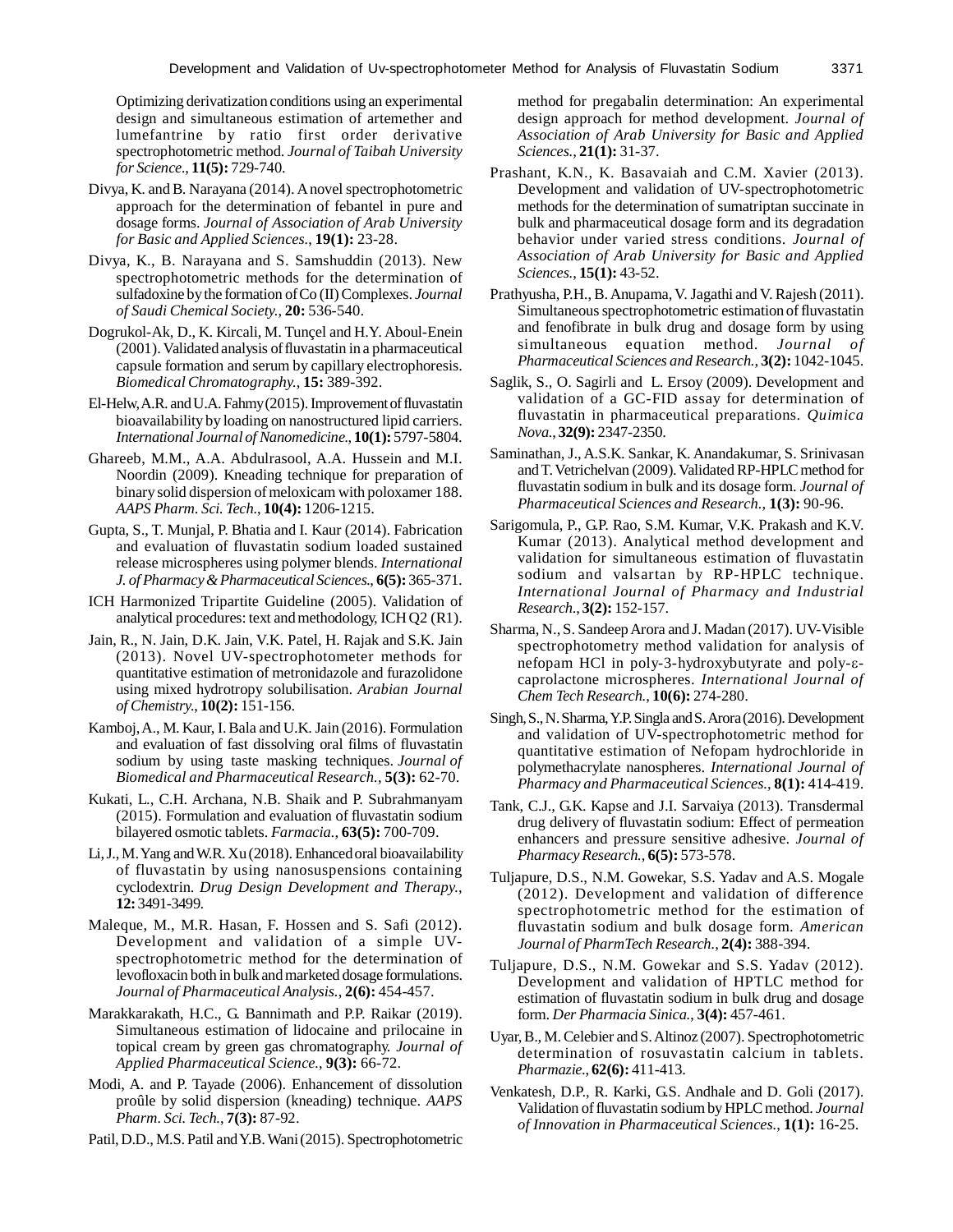Optimizing derivatization conditions using an experimental design and simultaneous estimation of artemether and lumefantrine by ratio first order derivative spectrophotometric method. *Journal of Taibah University for Science.*, **11(5):** 729-740.

Divya, K. and B. Narayana (2014). A novel spectrophotometric approach for the determination of febantel in pure and dosage forms. *Journal of Association of Arab University for Basic and Applied Sciences.*, **19(1):** 23-28.

Divya, K., B. Narayana and S. Samshuddin (2013). New spectrophotometric methods for the determination of sulfadoxine by the formation of Co (II) Complexes. *Journal of Saudi Chemical Society.*, **20:** 536-540.

Dogrukol-Ak, D., K. Kircali, M. Tunçel and H.Y. Aboul-Enein (2001). Validated analysis of fluvastatin in a pharmaceutical capsule formation and serum by capillary electrophoresis. *Biomedical Chromatography.*, **15:** 389-392.

El-Helw, A.R. and U.A. Fahmy (2015). Improvement of fluvastatin bioavailability by loading on nanostructured lipid carriers. *International Journal of Nanomedicine.*, **10(1):** 5797-5804.

Ghareeb, M.M., A.A. Abdulrasool, A.A. Hussein and M.I. Noordin (2009). Kneading technique for preparation of binary solid dispersion of meloxicam with poloxamer 188. *AAPS Pharm. Sci. Tech.*, **10(4):** 1206-1215.

Gupta, S., T. Munjal, P. Bhatia and I. Kaur (2014). Fabrication and evaluation of fluvastatin sodium loaded sustained release microspheres using polymer blends. *International J. of Pharmacy & Pharmaceutical Sciences.*, **6(5):** 365-371.

ICH Harmonized Tripartite Guideline (2005). Validation of analytical procedures: text and methodology, ICH Q2 (R1).

Jain, R., N. Jain, D.K. Jain, V.K. Patel, H. Rajak and S.K. Jain (2013). Novel UV-spectrophotometer methods for quantitative estimation of metronidazole and furazolidone using mixed hydrotropy solubilisation. *Arabian Journal of Chemistry.*, **10(2):** 151-156.

Kamboj, A., M. Kaur, I. Bala and U.K. Jain (2016). Formulation and evaluation of fast dissolving oral films of fluvastatin sodium by using taste masking techniques. *Journal of Biomedical and Pharmaceutical Research.*, **5(3):** 62-70.

Kukati, L., C.H. Archana, N.B. Shaik and P. Subrahmanyam (2015). Formulation and evaluation of fluvastatin sodium bilayered osmotic tablets. *Farmacia.*, **63(5):** 700-709.

Li, J., M. Yang and W.R. Xu (2018). Enhanced oral bioavailability of fluvastatin by using nanosuspensions containing cyclodextrin. *Drug Design Development and Therapy.*, **12:** 3491-3499.

Maleque, M., M.R. Hasan, F. Hossen and S. Safi (2012). Development and validation of a simple UV-spectrophotometric method for the determination of levofloxacin both in bulk and marketed dosage formulations. *Journal of Pharmaceutical Analysis.*, **2(6):** 454-457.

Marakkarakath, H.C., G. Bannimath and P.P. Raikar (2019). Simultaneous estimation of lidocaine and prilocaine in topical cream by green gas chromatography. *Journal of Applied Pharmaceutical Science.*, **9(3):** 66-72.

Modi, A. and P. Tayade (2006). Enhancement of dissolution proûle by solid dispersion (kneading) technique. *AAPS Pharm. Sci. Tech.*, **7(3):** 87-92.

Patil, D.D., M.S. Patil and Y.B. Wani (2015). Spectrophotometric method for pregabalin determination: An experimental design approach for method development. *Journal of Association of Arab University for Basic and Applied Sciences.*, **21(1):** 31-37.

Prashant, K.N., K. Basavaiah and C.M. Xavier (2013). Development and validation of UV-spectrophotometric methods for the determination of sumatriptan succinate in bulk and pharmaceutical dosage form and its degradation behavior under varied stress conditions. *Journal of Association of Arab University for Basic and Applied Sciences.*, **15(1):** 43-52.

Prathyusha, P.H., B. Anupama, V. Jagathi and V. Rajesh (2011). Simultaneous spectrophotometric estimation of fluvastatin and fenofibrate in bulk drug and dosage form by using simultaneous equation method. *Journal of Pharmaceutical Sciences and Research.*, **3(2):** 1042-1045.

Saglik, S., O. Sagirli and L. Ersoy (2009). Development and validation of a GC-FID assay for determination of fluvastatin in pharmaceutical preparations. *Quimica Nova.*, **32(9):** 2347-2350.

Saminathan, J., A.S.K. Sankar, K. Anandakumar, S. Srinivasan and T. Vetrichelvan (2009). Validated RP-HPLC method for fluvastatin sodium in bulk and its dosage form. *Journal of Pharmaceutical Sciences and Research.*, **1(3):** 90-96.

Sarigomula, P., G.P. Rao, S.M. Kumar, V.K. Prakash and K.V. Kumar (2013). Analytical method development and validation for simultaneous estimation of fluvastatin sodium and valsartan by RP-HPLC technique. *International Journal of Pharmacy and Industrial Research.*, **3(2):** 152-157.

Sharma, N., S. Sandeep Arora and J. Madan (2017). UV-Visible spectrophotometry method validation for analysis of nefopam HCl in poly-3-hydroxybutyrate and poly-ε-caprolactone microspheres. *International Journal of Chem Tech Research.*, **10(6):** 274-280.

Singh, S., N. Sharma, Y.P. Singla and S. Arora (2016). Development and validation of UV-spectrophotometric method for quantitative estimation of Nefopam hydrochloride in polymethacrylate nanospheres. *International Journal of Pharmacy and Pharmaceutical Sciences.*, **8(1):** 414-419.

Tank, C.J., G.K. Kapse and J.I. Sarvaiya (2013). Transdermal drug delivery of fluvastatin sodium: Effect of permeation enhancers and pressure sensitive adhesive. *Journal of Pharmacy Research.*, **6(5):** 573-578.

Tuljapure, D.S., N.M. Gowekar, S.S. Yadav and A.S. Mogale (2012). Development and validation of difference spectrophotometric method for the estimation of fluvastatin sodium and bulk dosage form. *American Journal of PharmTech Research.*, **2(4):** 388-394.

Tuljapure, D.S., N.M. Gowekar and S.S. Yadav (2012). Development and validation of HPTLC method for estimation of fluvastatin sodium in bulk drug and dosage form. *Der Pharmacia Sinica.*, **3(4):** 457-461.

Uyar, B., M. Celebier and S. Altinoz (2007). Spectrophotometric determination of rosuvastatin calcium in tablets. *Pharmazie.*, **62(6):** 411-413.

Venkatesh, D.P., R. Karki, G.S. Andhale and D. Goli (2017). Validation of fluvastatin sodium by HPLC method. *Journal of Innovation in Pharmaceutical Sciences.*, **1(1):** 16-25.